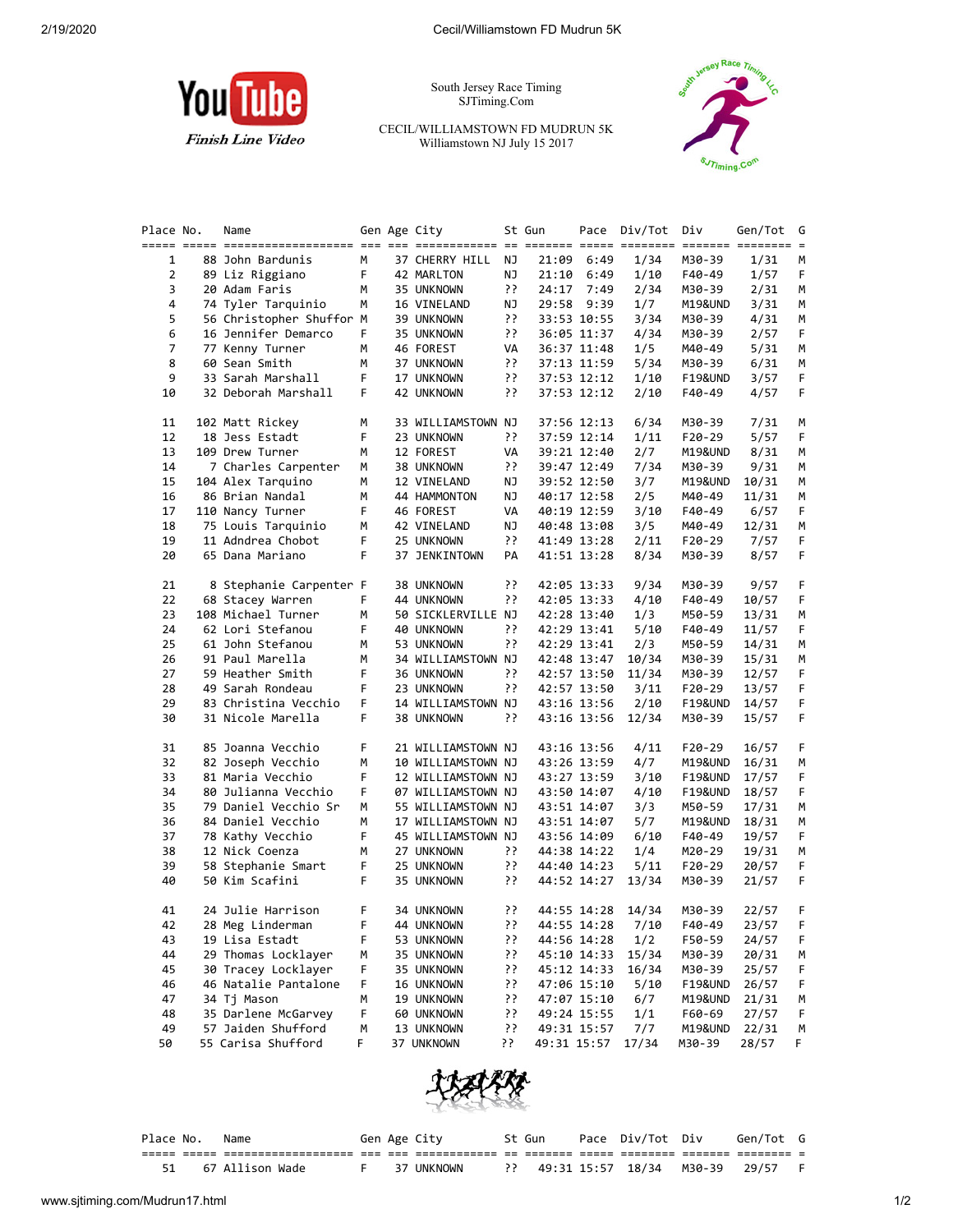South Jersey Race Timing
SJTiming.Com

CECIL/WILLIAMSTOWN FD MUDRUN 5K
Williamstown NJ July 15 2017

YouTube *Finish Line Video*

| Place | No. | Name | Gen | Age | City | St | Gun | Pace | Div/Tot | Div | Gen/Tot | G |
|---|---|---|---|---|---|---|---|---|---|---|---|---|
| 1 | 88 | John Bardunis | M | 37 | CHERRY HILL | NJ | 21:09 | 6:49 | 1/34 | M30-39 | 1/31 | M |
| 2 | 89 | Liz Riggiano | F | 42 | MARLTON | NJ | 21:10 | 6:49 | 1/10 | F40-49 | 1/57 | F |
| 3 | 20 | Adam Faris | M | 35 | UNKNOWN | ?? | 24:17 | 7:49 | 2/34 | M30-39 | 2/31 | M |
| 4 | 74 | Tyler Tarquinio | M | 16 | VINELAND | NJ | 29:58 | 9:39 | 1/7 | M19&UND | 3/31 | M |
| 5 | 56 | Christopher Shuffor | M | 39 | UNKNOWN | ?? | 33:53 | 10:55 | 3/34 | M30-39 | 4/31 | M |
| 6 | 16 | Jennifer Demarco | F | 35 | UNKNOWN | ?? | 36:05 | 11:37 | 4/34 | M30-39 | 2/57 | F |
| 7 | 77 | Kenny Turner | M | 46 | FOREST | VA | 36:37 | 11:48 | 1/5 | M40-49 | 5/31 | M |
| 8 | 60 | Sean Smith | M | 37 | UNKNOWN | ?? | 37:13 | 11:59 | 5/34 | M30-39 | 6/31 | M |
| 9 | 33 | Sarah Marshall | F | 17 | UNKNOWN | ?? | 37:53 | 12:12 | 1/10 | F19&UND | 3/57 | F |
| 10 | 32 | Deborah Marshall | F | 42 | UNKNOWN | ?? | 37:53 | 12:12 | 2/10 | F40-49 | 4/57 | F |
| 11 | 102 | Matt Rickey | M | 33 | WILLIAMSTOWN | NJ | 37:56 | 12:13 | 6/34 | M30-39 | 7/31 | M |
| 12 | 18 | Jess Estadt | F | 23 | UNKNOWN | ?? | 37:59 | 12:14 | 1/11 | F20-29 | 5/57 | F |
| 13 | 109 | Drew Turner | M | 12 | FOREST | VA | 39:21 | 12:40 | 2/7 | M19&UND | 8/31 | M |
| 14 | 7 | Charles Carpenter | M | 38 | UNKNOWN | ?? | 39:47 | 12:49 | 7/34 | M30-39 | 9/31 | M |
| 15 | 104 | Alex Tarquino | M | 12 | VINELAND | NJ | 39:52 | 12:50 | 3/7 | M19&UND | 10/31 | M |
| 16 | 86 | Brian Nandal | M | 44 | HAMMONTON | NJ | 40:17 | 12:58 | 2/5 | M40-49 | 11/31 | M |
| 17 | 110 | Nancy Turner | F | 46 | FOREST | VA | 40:19 | 12:59 | 3/10 | F40-49 | 6/57 | F |
| 18 | 75 | Louis Tarquinio | M | 42 | VINELAND | NJ | 40:48 | 13:08 | 3/5 | M40-49 | 12/31 | M |
| 19 | 11 | Adndrea Chobot | F | 25 | UNKNOWN | ?? | 41:49 | 13:28 | 2/11 | F20-29 | 7/57 | F |
| 20 | 65 | Dana Mariano | F | 37 | JENKINTOWN | PA | 41:51 | 13:28 | 8/34 | M30-39 | 8/57 | F |
| 21 | 8 | Stephanie Carpenter | F | 38 | UNKNOWN | ?? | 42:05 | 13:33 | 9/34 | M30-39 | 9/57 | F |
| 22 | 68 | Stacey Warren | F | 44 | UNKNOWN | ?? | 42:05 | 13:33 | 4/10 | F40-49 | 10/57 | F |
| 23 | 108 | Michael Turner | M | 50 | SICKLERVILLE | NJ | 42:28 | 13:40 | 1/3 | M50-59 | 13/31 | M |
| 24 | 62 | Lori Stefanou | F | 40 | UNKNOWN | ?? | 42:29 | 13:41 | 5/10 | F40-49 | 11/57 | F |
| 25 | 61 | John Stefanou | M | 53 | UNKNOWN | ?? | 42:29 | 13:41 | 2/3 | M50-59 | 14/31 | M |
| 26 | 91 | Paul Marella | M | 34 | WILLIAMSTOWN | NJ | 42:48 | 13:47 | 10/34 | M30-39 | 15/31 | M |
| 27 | 59 | Heather Smith | F | 36 | UNKNOWN | ?? | 42:57 | 13:50 | 11/34 | M30-39 | 12/57 | F |
| 28 | 49 | Sarah Rondeau | F | 23 | UNKNOWN | ?? | 42:57 | 13:50 | 3/11 | F20-29 | 13/57 | F |
| 29 | 83 | Christina Vecchio | F | 14 | WILLIAMSTOWN | NJ | 43:16 | 13:56 | 2/10 | F19&UND | 14/57 | F |
| 30 | 31 | Nicole Marella | F | 38 | UNKNOWN | ?? | 43:16 | 13:56 | 12/34 | M30-39 | 15/57 | F |
| 31 | 85 | Joanna Vecchio | F | 21 | WILLIAMSTOWN | NJ | 43:16 | 13:56 | 4/11 | F20-29 | 16/57 | F |
| 32 | 82 | Joseph Vecchio | M | 10 | WILLIAMSTOWN | NJ | 43:26 | 13:59 | 4/7 | M19&UND | 16/31 | M |
| 33 | 81 | Maria Vecchio | F | 12 | WILLIAMSTOWN | NJ | 43:27 | 13:59 | 3/10 | F19&UND | 17/57 | F |
| 34 | 80 | Julianna Vecchio | F | 07 | WILLIAMSTOWN | NJ | 43:50 | 14:07 | 4/10 | F19&UND | 18/57 | F |
| 35 | 79 | Daniel Vecchio Sr | M | 55 | WILLIAMSTOWN | NJ | 43:51 | 14:07 | 3/3 | M50-59 | 17/31 | M |
| 36 | 84 | Daniel Vecchio | M | 17 | WILLIAMSTOWN | NJ | 43:51 | 14:07 | 5/7 | M19&UND | 18/31 | M |
| 37 | 78 | Kathy Vecchio | F | 45 | WILLIAMSTOWN | NJ | 43:56 | 14:09 | 6/10 | F40-49 | 19/57 | F |
| 38 | 12 | Nick Coenza | M | 27 | UNKNOWN | ?? | 44:38 | 14:22 | 1/4 | M20-29 | 19/31 | M |
| 39 | 58 | Stephanie Smart | F | 25 | UNKNOWN | ?? | 44:40 | 14:23 | 5/11 | F20-29 | 20/57 | F |
| 40 | 50 | Kim Scafini | F | 35 | UNKNOWN | ?? | 44:52 | 14:27 | 13/34 | M30-39 | 21/57 | F |
| 41 | 24 | Julie Harrison | F | 34 | UNKNOWN | ?? | 44:55 | 14:28 | 14/34 | M30-39 | 22/57 | F |
| 42 | 28 | Meg Linderman | F | 44 | UNKNOWN | ?? | 44:55 | 14:28 | 7/10 | F40-49 | 23/57 | F |
| 43 | 19 | Lisa Estadt | F | 53 | UNKNOWN | ?? | 44:56 | 14:28 | 1/2 | F50-59 | 24/57 | F |
| 44 | 29 | Thomas Locklayer | M | 35 | UNKNOWN | ?? | 45:10 | 14:33 | 15/34 | M30-39 | 20/31 | M |
| 45 | 30 | Tracey Locklayer | F | 35 | UNKNOWN | ?? | 45:12 | 14:33 | 16/34 | M30-39 | 25/57 | F |
| 46 | 46 | Natalie Pantalone | F | 16 | UNKNOWN | ?? | 47:06 | 15:10 | 5/10 | F19&UND | 26/57 | F |
| 47 | 34 | Tj Mason | M | 19 | UNKNOWN | ?? | 47:07 | 15:10 | 6/7 | M19&UND | 21/31 | M |
| 48 | 35 | Darlene McGarvey | F | 60 | UNKNOWN | ?? | 49:24 | 15:55 | 1/1 | F60-69 | 27/57 | F |
| 49 | 57 | Jaiden Shufford | M | 13 | UNKNOWN | ?? | 49:31 | 15:57 | 7/7 | M19&UND | 22/31 | M |
| 50 | 55 | Carisa Shufford | F | 37 | UNKNOWN | ?? | 49:31 | 15:57 | 17/34 | M30-39 | 28/57 | F |
| 51 | 67 | Allison Wade | F | 37 | UNKNOWN | ?? | 49:31 | 15:57 | 18/34 | M30-39 | 29/57 | F |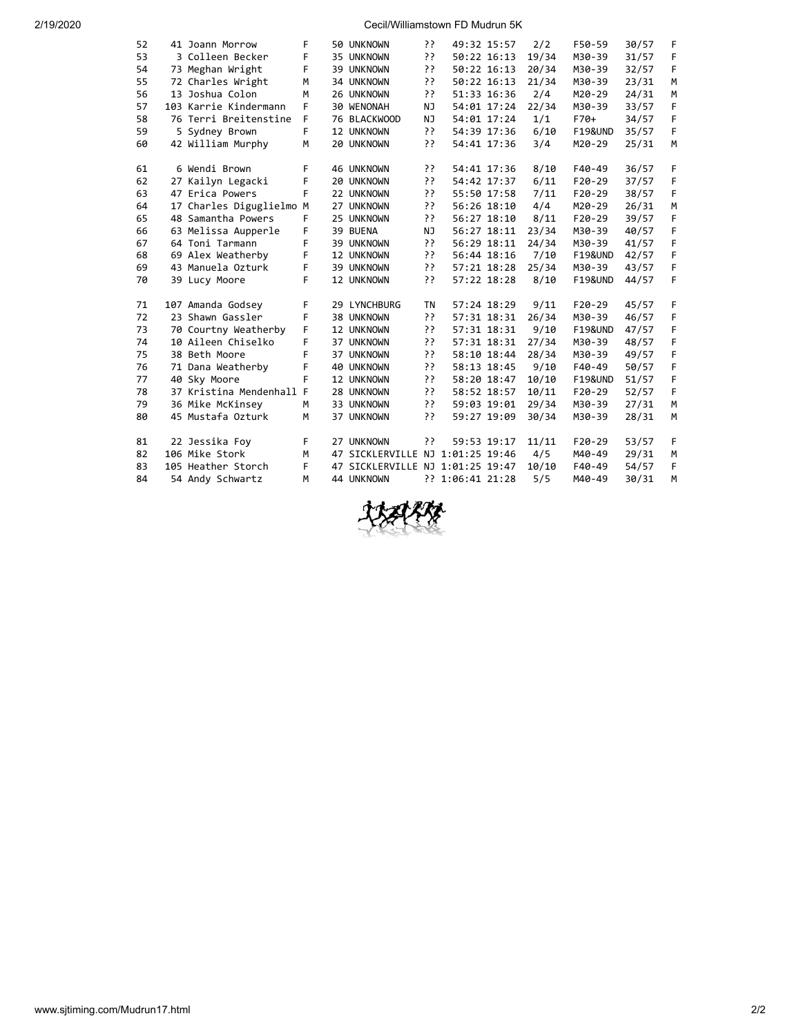| | | | | | | | | | | | | |
|---|---|---|---|---|---|---|---|---|---|---|---|---|
| 52 | 41 | Joann Morrow | F | 50 | UNKNOWN | ?? | 49:32 | 15:57 | 2/2 | F50-59 | 30/57 | F |
| 53 | 3 | Colleen Becker | F | 35 | UNKNOWN | ?? | 50:22 | 16:13 | 19/34 | M30-39 | 31/57 | F |
| 54 | 73 | Meghan Wright | F | 39 | UNKNOWN | ?? | 50:22 | 16:13 | 20/34 | M30-39 | 32/57 | F |
| 55 | 72 | Charles Wright | M | 34 | UNKNOWN | ?? | 50:22 | 16:13 | 21/34 | M30-39 | 23/31 | M |
| 56 | 13 | Joshua Colon | M | 26 | UNKNOWN | ?? | 51:33 | 16:36 | 2/4 | M20-29 | 24/31 | M |
| 57 | 103 | Karrie Kindermann | F | 30 | WENONAH | NJ | 54:01 | 17:24 | 22/34 | M30-39 | 33/57 | F |
| 58 | 76 | Terri Breitenstine | F | 76 | BLACKWOOD | NJ | 54:01 | 17:24 | 1/1 | F70+ | 34/57 | F |
| 59 | 5 | Sydney Brown | F | 12 | UNKNOWN | ?? | 54:39 | 17:36 | 6/10 | F19&UND | 35/57 | F |
| 60 | 42 | William Murphy | M | 20 | UNKNOWN | ?? | 54:41 | 17:36 | 3/4 | M20-29 | 25/31 | M |
| 61 | 6 | Wendi Brown | F | 46 | UNKNOWN | ?? | 54:41 | 17:36 | 8/10 | F40-49 | 36/57 | F |
| 62 | 27 | Kailyn Legacki | F | 20 | UNKNOWN | ?? | 54:42 | 17:37 | 6/11 | F20-29 | 37/57 | F |
| 63 | 47 | Erica Powers | F | 22 | UNKNOWN | ?? | 55:50 | 17:58 | 7/11 | F20-29 | 38/57 | F |
| 64 | 17 | Charles Diguglielmo | M | 27 | UNKNOWN | ?? | 56:26 | 18:10 | 4/4 | M20-29 | 26/31 | M |
| 65 | 48 | Samantha Powers | F | 25 | UNKNOWN | ?? | 56:27 | 18:10 | 8/11 | F20-29 | 39/57 | F |
| 66 | 63 | Melissa Aupperle | F | 39 | BUENA | NJ | 56:27 | 18:11 | 23/34 | M30-39 | 40/57 | F |
| 67 | 64 | Toni Tarmann | F | 39 | UNKNOWN | ?? | 56:29 | 18:11 | 24/34 | M30-39 | 41/57 | F |
| 68 | 69 | Alex Weatherby | F | 12 | UNKNOWN | ?? | 56:44 | 18:16 | 7/10 | F19&UND | 42/57 | F |
| 69 | 43 | Manuela Ozturk | F | 39 | UNKNOWN | ?? | 57:21 | 18:28 | 25/34 | M30-39 | 43/57 | F |
| 70 | 39 | Lucy Moore | F | 12 | UNKNOWN | ?? | 57:22 | 18:28 | 8/10 | F19&UND | 44/57 | F |
| 71 | 107 | Amanda Godsey | F | 29 | LYNCHBURG | TN | 57:24 | 18:29 | 9/11 | F20-29 | 45/57 | F |
| 72 | 23 | Shawn Gassler | F | 38 | UNKNOWN | ?? | 57:31 | 18:31 | 26/34 | M30-39 | 46/57 | F |
| 73 | 70 | Courtny Weatherby | F | 12 | UNKNOWN | ?? | 57:31 | 18:31 | 9/10 | F19&UND | 47/57 | F |
| 74 | 10 | Aileen Chiselko | F | 37 | UNKNOWN | ?? | 57:31 | 18:31 | 27/34 | M30-39 | 48/57 | F |
| 75 | 38 | Beth Moore | F | 37 | UNKNOWN | ?? | 58:10 | 18:44 | 28/34 | M30-39 | 49/57 | F |
| 76 | 71 | Dana Weatherby | F | 40 | UNKNOWN | ?? | 58:13 | 18:45 | 9/10 | F40-49 | 50/57 | F |
| 77 | 40 | Sky Moore | F | 12 | UNKNOWN | ?? | 58:20 | 18:47 | 10/10 | F19&UND | 51/57 | F |
| 78 | 37 | Kristina Mendenhall | F | 28 | UNKNOWN | ?? | 58:52 | 18:57 | 10/11 | F20-29 | 52/57 | F |
| 79 | 36 | Mike McKinsey | M | 33 | UNKNOWN | ?? | 59:03 | 19:01 | 29/34 | M30-39 | 27/31 | M |
| 80 | 45 | Mustafa Ozturk | M | 37 | UNKNOWN | ?? | 59:27 | 19:09 | 30/34 | M30-39 | 28/31 | M |
| 81 | 22 | Jessika Foy | F | 27 | UNKNOWN | ?? | 59:53 | 19:17 | 11/11 | F20-29 | 53/57 | F |
| 82 | 106 | Mike Stork | M | 47 | SICKLERVILLE | NJ | 1:01:25 | 19:46 | 4/5 | M40-49 | 29/31 | M |
| 83 | 105 | Heather Storch | F | 47 | SICKLERVILLE | NJ | 1:01:25 | 19:47 | 10/10 | F40-49 | 54/57 | F |
| 84 | 54 | Andy Schwartz | M | 44 | UNKNOWN | ?? | 1:06:41 | 21:28 | 5/5 | M40-49 | 30/31 | M |